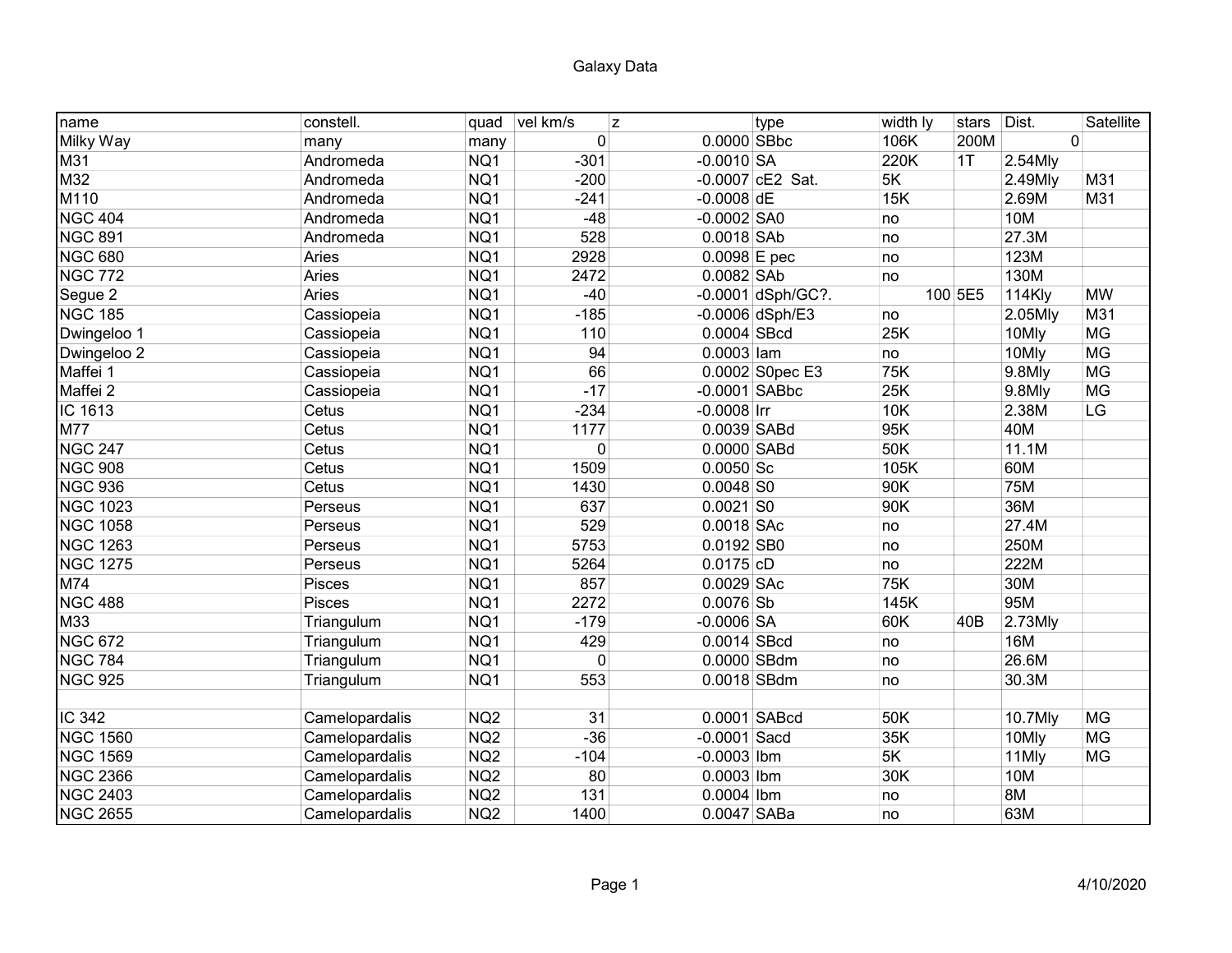# Galaxy Data

| name | constell. | quad | vel km/s | z | type | width ly | stars | Dist. | Satellite |
|---|---|---|---|---|---|---|---|---|---|
| Milky Way | many | many | 0 | 0.0000 | SBbc | 106K | 200M | 0 | |
| M31 | Andromeda | NQ1 | -301 | -0.0010 | SA | 220K | 1T | 2.54Mly | |
| M32 | Andromeda | NQ1 | -200 | -0.0007 | cE2 Sat. | 5K | | 2.49Mly | M31 |
| M110 | Andromeda | NQ1 | -241 | -0.0008 | dE | 15K | | 2.69M | M31 |
| NGC 404 | Andromeda | NQ1 | -48 | -0.0002 | SA0 | no | | 10M | |
| NGC 891 | Andromeda | NQ1 | 528 | 0.0018 | SAb | no | | 27.3M | |
| NGC 680 | Aries | NQ1 | 2928 | 0.0098 | E pec | no | | 123M | |
| NGC 772 | Aries | NQ1 | 2472 | 0.0082 | SAb | no | | 130M | |
| Segue 2 | Aries | NQ1 | -40 | -0.0001 | dSph/GC?. | 100 | 5E5 | 114Kly | MW |
| NGC 185 | Cassiopeia | NQ1 | -185 | -0.0006 | dSph/E3 | no | | 2.05Mly | M31 |
| Dwingeloo 1 | Cassiopeia | NQ1 | 110 | 0.0004 | SBcd | 25K | | 10Mly | MG |
| Dwingeloo 2 | Cassiopeia | NQ1 | 94 | 0.0003 | Iam | no | | 10Mly | MG |
| Maffei 1 | Cassiopeia | NQ1 | 66 | 0.0002 | S0pec E3 | 75K | | 9.8Mly | MG |
| Maffei 2 | Cassiopeia | NQ1 | -17 | -0.0001 | SABbc | 25K | | 9.8Mly | MG |
| IC 1613 | Cetus | NQ1 | -234 | -0.0008 | Irr | 10K | | 2.38M | LG |
| M77 | Cetus | NQ1 | 1177 | 0.0039 | SABd | 95K | | 40M | |
| NGC 247 | Cetus | NQ1 | 0 | 0.0000 | SABd | 50K | | 11.1M | |
| NGC 908 | Cetus | NQ1 | 1509 | 0.0050 | Sc | 105K | | 60M | |
| NGC 936 | Cetus | NQ1 | 1430 | 0.0048 | S0 | 90K | | 75M | |
| NGC 1023 | Perseus | NQ1 | 637 | 0.0021 | S0 | 90K | | 36M | |
| NGC 1058 | Perseus | NQ1 | 529 | 0.0018 | SAc | no | | 27.4M | |
| NGC 1263 | Perseus | NQ1 | 5753 | 0.0192 | SB0 | no | | 250M | |
| NGC 1275 | Perseus | NQ1 | 5264 | 0.0175 | cD | no | | 222M | |
| M74 | Pisces | NQ1 | 857 | 0.0029 | SAc | 75K | | 30M | |
| NGC 488 | Pisces | NQ1 | 2272 | 0.0076 | Sb | 145K | | 95M | |
| M33 | Triangulum | NQ1 | -179 | -0.0006 | SA | 60K | 40B | 2.73Mly | |
| NGC 672 | Triangulum | NQ1 | 429 | 0.0014 | SBcd | no | | 16M | |
| NGC 784 | Triangulum | NQ1 | 0 | 0.0000 | SBdm | no | | 26.6M | |
| NGC 925 | Triangulum | NQ1 | 553 | 0.0018 | SBdm | no | | 30.3M | |
| | | | | | | | | | |
| IC 342 | Camelopardalis | NQ2 | 31 | 0.0001 | SABcd | 50K | | 10.7Mly | MG |
| NGC 1560 | Camelopardalis | NQ2 | -36 | -0.0001 | Sacd | 35K | | 10Mly | MG |
| NGC 1569 | Camelopardalis | NQ2 | -104 | -0.0003 | Ibm | 5K | | 11Mly | MG |
| NGC 2366 | Camelopardalis | NQ2 | 80 | 0.0003 | Ibm | 30K | | 10M | |
| NGC 2403 | Camelopardalis | NQ2 | 131 | 0.0004 | Ibm | no | | 8M | |
| NGC 2655 | Camelopardalis | NQ2 | 1400 | 0.0047 | SABa | no | | 63M | |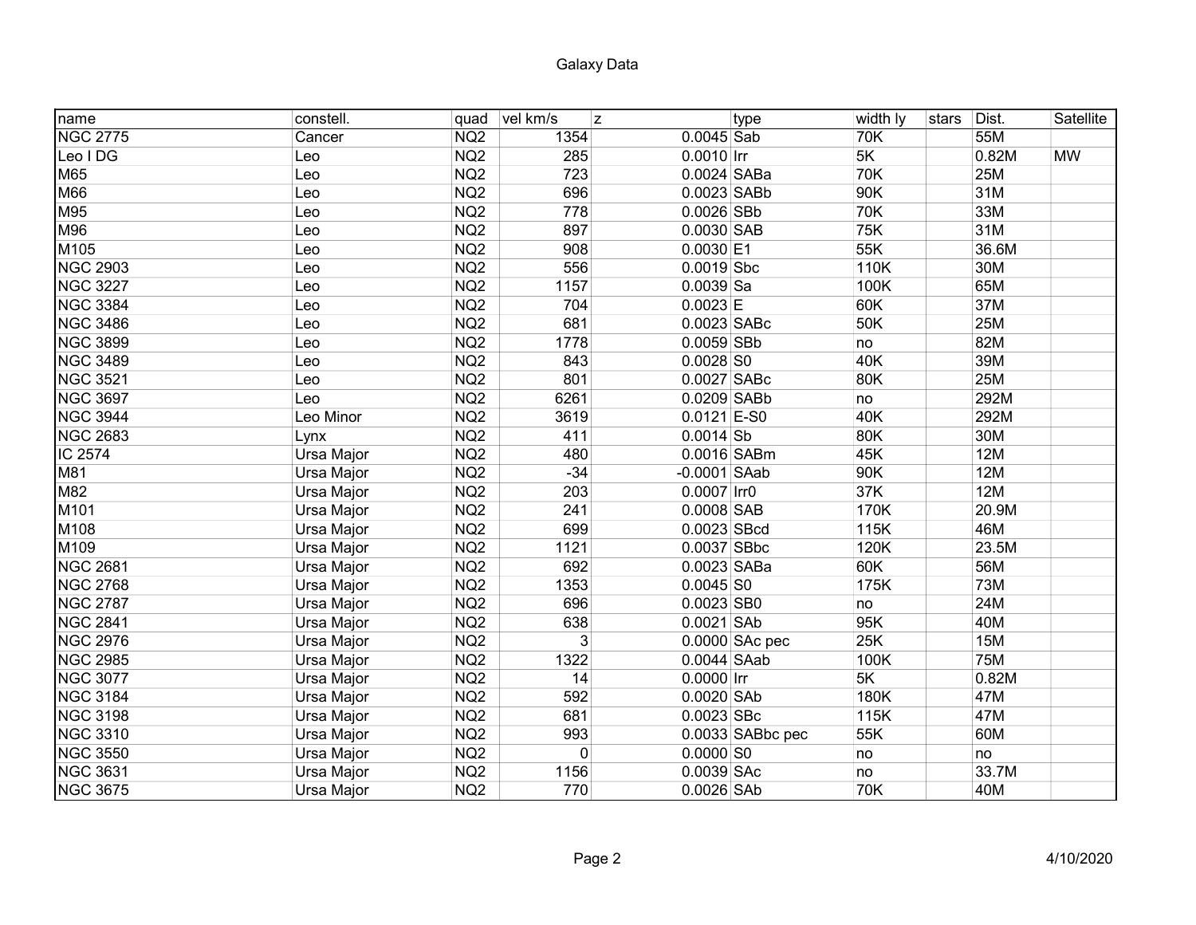# Galaxy Data

| name | constell. | quad | vel km/s | z | type | width ly | stars | Dist. | Satellite |
|---|---|---|---|---|---|---|---|---|---|
| NGC 2775 | Cancer | NQ2 | 1354 | 0.0045 | Sab | 70K | | 55M | |
| Leo I DG | Leo | NQ2 | 285 | 0.0010 | Irr | 5K | | 0.82M | MW |
| M65 | Leo | NQ2 | 723 | 0.0024 | SABa | 70K | | 25M | |
| M66 | Leo | NQ2 | 696 | 0.0023 | SABb | 90K | | 31M | |
| M95 | Leo | NQ2 | 778 | 0.0026 | SBb | 70K | | 33M | |
| M96 | Leo | NQ2 | 897 | 0.0030 | SAB | 75K | | 31M | |
| M105 | Leo | NQ2 | 908 | 0.0030 | E1 | 55K | | 36.6M | |
| NGC 2903 | Leo | NQ2 | 556 | 0.0019 | Sbc | 110K | | 30M | |
| NGC 3227 | Leo | NQ2 | 1157 | 0.0039 | Sa | 100K | | 65M | |
| NGC 3384 | Leo | NQ2 | 704 | 0.0023 | E | 60K | | 37M | |
| NGC 3486 | Leo | NQ2 | 681 | 0.0023 | SABc | 50K | | 25M | |
| NGC 3899 | Leo | NQ2 | 1778 | 0.0059 | SBb | no | | 82M | |
| NGC 3489 | Leo | NQ2 | 843 | 0.0028 | S0 | 40K | | 39M | |
| NGC 3521 | Leo | NQ2 | 801 | 0.0027 | SABc | 80K | | 25M | |
| NGC 3697 | Leo | NQ2 | 6261 | 0.0209 | SABb | no | | 292M | |
| NGC 3944 | Leo Minor | NQ2 | 3619 | 0.0121 | E-S0 | 40K | | 292M | |
| NGC 2683 | Lynx | NQ2 | 411 | 0.0014 | Sb | 80K | | 30M | |
| IC 2574 | Ursa Major | NQ2 | 480 | 0.0016 | SABm | 45K | | 12M | |
| M81 | Ursa Major | NQ2 | -34 | -0.0001 | SAab | 90K | | 12M | |
| M82 | Ursa Major | NQ2 | 203 | 0.0007 | Irr0 | 37K | | 12M | |
| M101 | Ursa Major | NQ2 | 241 | 0.0008 | SAB | 170K | | 20.9M | |
| M108 | Ursa Major | NQ2 | 699 | 0.0023 | SBcd | 115K | | 46M | |
| M109 | Ursa Major | NQ2 | 1121 | 0.0037 | SBbc | 120K | | 23.5M | |
| NGC 2681 | Ursa Major | NQ2 | 692 | 0.0023 | SABa | 60K | | 56M | |
| NGC 2768 | Ursa Major | NQ2 | 1353 | 0.0045 | S0 | 175K | | 73M | |
| NGC 2787 | Ursa Major | NQ2 | 696 | 0.0023 | SB0 | no | | 24M | |
| NGC 2841 | Ursa Major | NQ2 | 638 | 0.0021 | SAb | 95K | | 40M | |
| NGC 2976 | Ursa Major | NQ2 | 3 | 0.0000 | SAc pec | 25K | | 15M | |
| NGC 2985 | Ursa Major | NQ2 | 1322 | 0.0044 | SAab | 100K | | 75M | |
| NGC 3077 | Ursa Major | NQ2 | 14 | 0.0000 | Irr | 5K | | 0.82M | |
| NGC 3184 | Ursa Major | NQ2 | 592 | 0.0020 | SAb | 180K | | 47M | |
| NGC 3198 | Ursa Major | NQ2 | 681 | 0.0023 | SBc | 115K | | 47M | |
| NGC 3310 | Ursa Major | NQ2 | 993 | 0.0033 | SABbc pec | 55K | | 60M | |
| NGC 3550 | Ursa Major | NQ2 | 0 | 0.0000 | S0 | no | | no | |
| NGC 3631 | Ursa Major | NQ2 | 1156 | 0.0039 | SAc | no | | 33.7M | |
| NGC 3675 | Ursa Major | NQ2 | 770 | 0.0026 | SAb | 70K | | 40M | |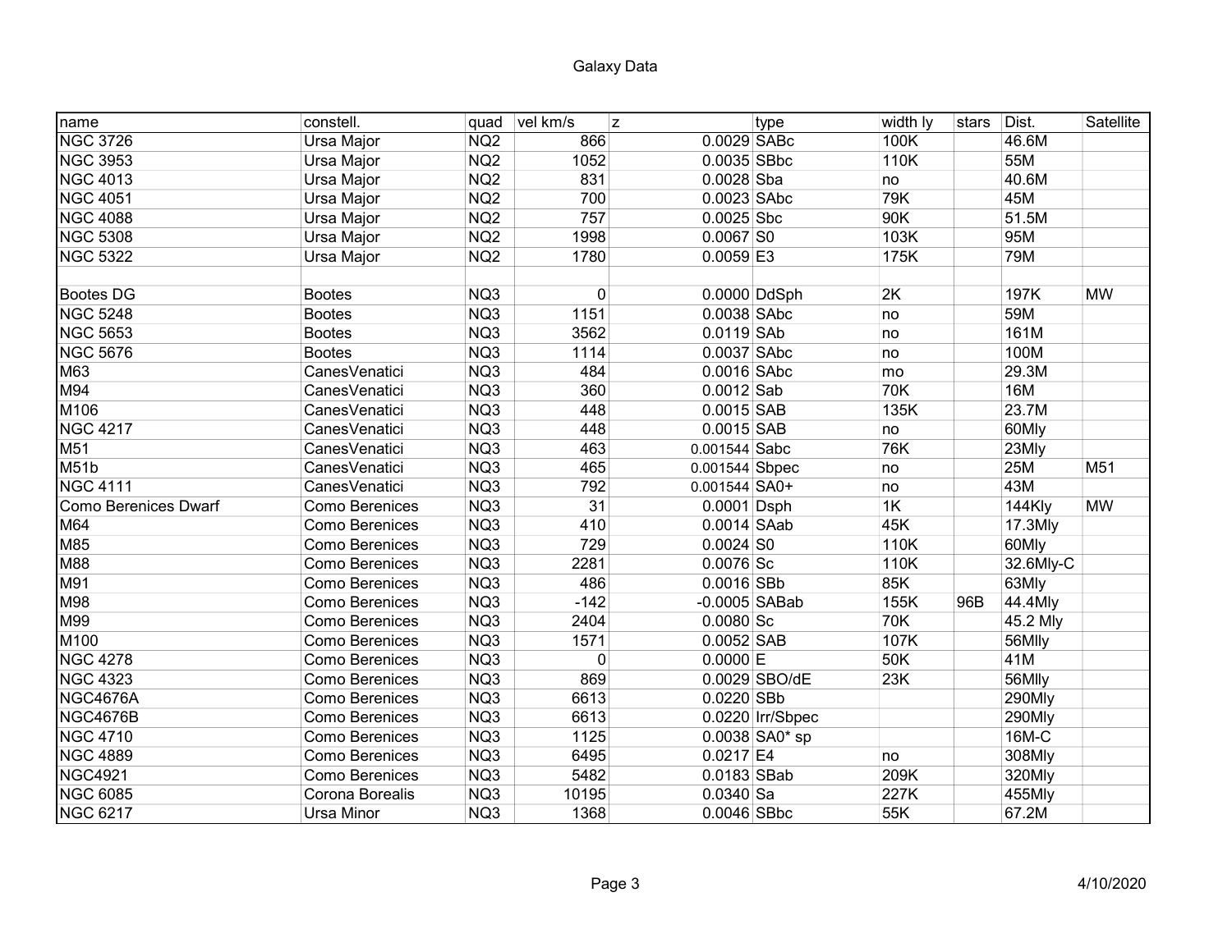# Galaxy Data

| name | constell. | quad | vel km/s | z | type | width ly | stars | Dist. | Satellite |
|---|---|---|---|---|---|---|---|---|---|
| NGC 3726 | Ursa Major | NQ2 | 866 | 0.0029 | SABc | 100K | | 46.6M | |
| NGC 3953 | Ursa Major | NQ2 | 1052 | 0.0035 | SBbc | 110K | | 55M | |
| NGC 4013 | Ursa Major | NQ2 | 831 | 0.0028 | Sba | no | | 40.6M | |
| NGC 4051 | Ursa Major | NQ2 | 700 | 0.0023 | SAbc | 79K | | 45M | |
| NGC 4088 | Ursa Major | NQ2 | 757 | 0.0025 | Sbc | 90K | | 51.5M | |
| NGC 5308 | Ursa Major | NQ2 | 1998 | 0.0067 | S0 | 103K | | 95M | |
| NGC 5322 | Ursa Major | NQ2 | 1780 | 0.0059 | E3 | 175K | | 79M | |
| | | | | | | | | | |
| Bootes DG | Bootes | NQ3 | 0 | 0.0000 | DdSph | 2K | | 197K | MW |
| NGC 5248 | Bootes | NQ3 | 1151 | 0.0038 | SAbc | no | | 59M | |
| NGC 5653 | Bootes | NQ3 | 3562 | 0.0119 | SAb | no | | 161M | |
| NGC 5676 | Bootes | NQ3 | 1114 | 0.0037 | SAbc | no | | 100M | |
| M63 | CanesVenatici | NQ3 | 484 | 0.0016 | SAbc | mo | | 29.3M | |
| M94 | CanesVenatici | NQ3 | 360 | 0.0012 | Sab | 70K | | 16M | |
| M106 | CanesVenatici | NQ3 | 448 | 0.0015 | SAB | 135K | | 23.7M | |
| NGC 4217 | CanesVenatici | NQ3 | 448 | 0.0015 | SAB | no | | 60Mly | |
| M51 | CanesVenatici | NQ3 | 463 | 0.001544 | Sabc | 76K | | 23Mly | |
| M51b | CanesVenatici | NQ3 | 465 | 0.001544 | Sbpec | no | | 25M | M51 |
| NGC 4111 | CanesVenatici | NQ3 | 792 | 0.001544 | SA0+ | no | | 43M | |
| Como Berenices Dwarf | Como Berenices | NQ3 | 31 | 0.0001 | Dsph | 1K | | 144Kly | MW |
| M64 | Como Berenices | NQ3 | 410 | 0.0014 | SAab | 45K | | 17.3Mly | |
| M85 | Como Berenices | NQ3 | 729 | 0.0024 | S0 | 110K | | 60Mly | |
| M88 | Como Berenices | NQ3 | 2281 | 0.0076 | Sc | 110K | | 32.6Mly-C | |
| M91 | Como Berenices | NQ3 | 486 | 0.0016 | SBb | 85K | | 63Mly | |
| M98 | Como Berenices | NQ3 | -142 | -0.0005 | SABab | 155K | 96B | 44.4Mly | |
| M99 | Como Berenices | NQ3 | 2404 | 0.0080 | Sc | 70K | | 45.2 Mly | |
| M100 | Como Berenices | NQ3 | 1571 | 0.0052 | SAB | 107K | | 56Mlly | |
| NGC 4278 | Como Berenices | NQ3 | 0 | 0.0000 | E | 50K | | 41M | |
| NGC 4323 | Como Berenices | NQ3 | 869 | 0.0029 | SBO/dE | 23K | | 56Mlly | |
| NGC4676A | Como Berenices | NQ3 | 6613 | 0.0220 | SBb | | | 290Mly | |
| NGC4676B | Como Berenices | NQ3 | 6613 | 0.0220 | Irr/Sbpec | | | 290Mly | |
| NGC 4710 | Como Berenices | NQ3 | 1125 | 0.0038 | SA0* sp | | | 16M-C | |
| NGC 4889 | Como Berenices | NQ3 | 6495 | 0.0217 | E4 | no | | 308Mly | |
| NGC4921 | Como Berenices | NQ3 | 5482 | 0.0183 | SBab | 209K | | 320Mly | |
| NGC 6085 | Corona Borealis | NQ3 | 10195 | 0.0340 | Sa | 227K | | 455Mly | |
| NGC 6217 | Ursa Minor | NQ3 | 1368 | 0.0046 | SBbc | 55K | | 67.2M | |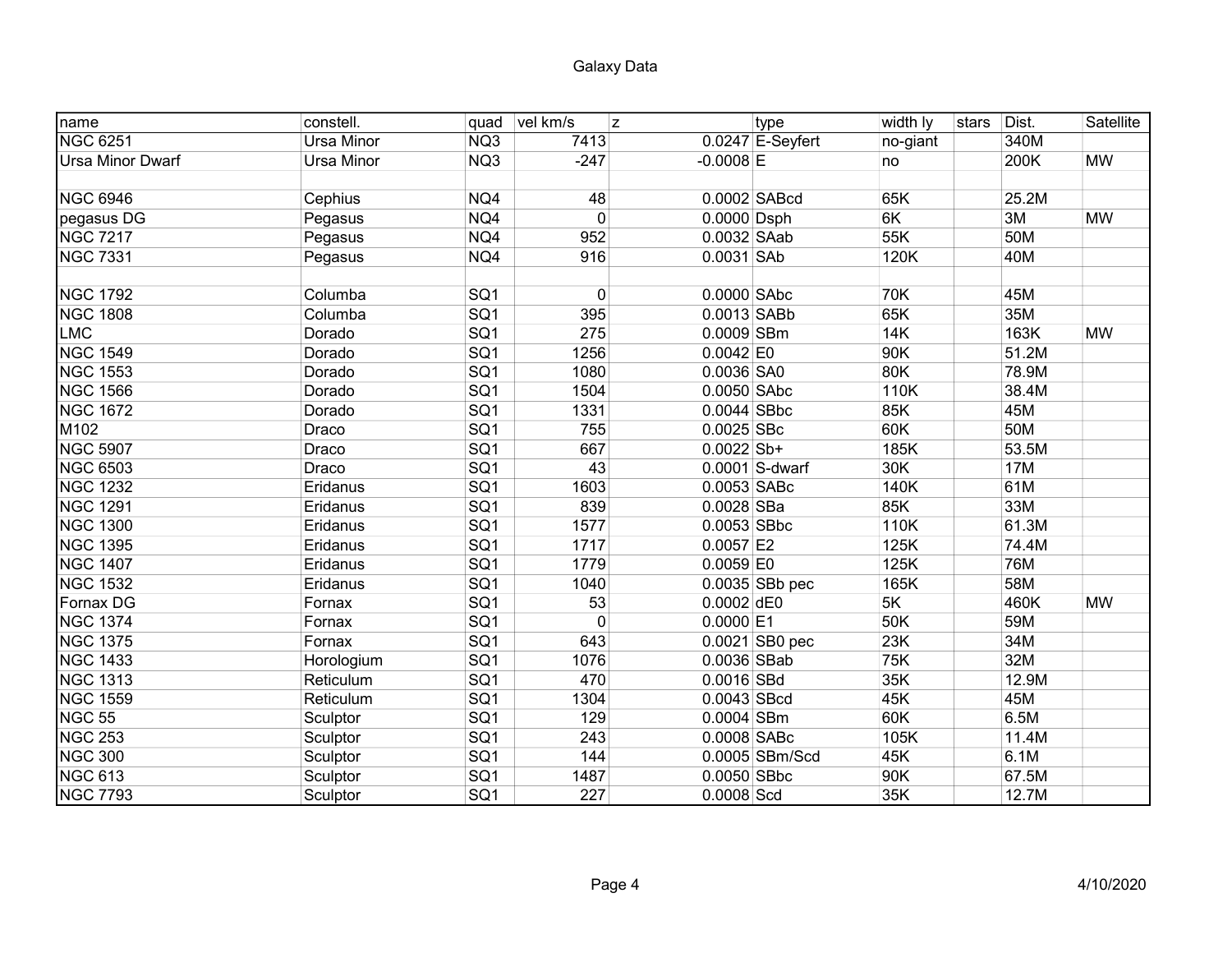# Galaxy Data

| name | constell. | quad | vel km/s | z | type | width ly | stars | Dist. | Satellite |
|---|---|---|---|---|---|---|---|---|---|
| NGC 6251 | Ursa Minor | NQ3 | 7413 | 0.0247 | E-Seyfert | no-giant | | 340M | |
| Ursa Minor Dwarf | Ursa Minor | NQ3 | -247 | -0.0008 | E | no | | 200K | MW |
| | | | | | | | | | |
| NGC 6946 | Cephius | NQ4 | 48 | 0.0002 | SABcd | 65K | | 25.2M | |
| pegasus DG | Pegasus | NQ4 | 0 | 0.0000 | Dsph | 6K | | 3M | MW |
| NGC 7217 | Pegasus | NQ4 | 952 | 0.0032 | SAab | 55K | | 50M | |
| NGC 7331 | Pegasus | NQ4 | 916 | 0.0031 | SAb | 120K | | 40M | |
| | | | | | | | | | |
| NGC 1792 | Columba | SQ1 | 0 | 0.0000 | SAbc | 70K | | 45M | |
| NGC 1808 | Columba | SQ1 | 395 | 0.0013 | SABb | 65K | | 35M | |
| LMC | Dorado | SQ1 | 275 | 0.0009 | SBm | 14K | | 163K | MW |
| NGC 1549 | Dorado | SQ1 | 1256 | 0.0042 | E0 | 90K | | 51.2M | |
| NGC 1553 | Dorado | SQ1 | 1080 | 0.0036 | SA0 | 80K | | 78.9M | |
| NGC 1566 | Dorado | SQ1 | 1504 | 0.0050 | SAbc | 110K | | 38.4M | |
| NGC 1672 | Dorado | SQ1 | 1331 | 0.0044 | SBbc | 85K | | 45M | |
| M102 | Draco | SQ1 | 755 | 0.0025 | SBc | 60K | | 50M | |
| NGC 5907 | Draco | SQ1 | 667 | 0.0022 | Sb+ | 185K | | 53.5M | |
| NGC 6503 | Draco | SQ1 | 43 | 0.0001 | S-dwarf | 30K | | 17M | |
| NGC 1232 | Eridanus | SQ1 | 1603 | 0.0053 | SABc | 140K | | 61M | |
| NGC 1291 | Eridanus | SQ1 | 839 | 0.0028 | SBa | 85K | | 33M | |
| NGC 1300 | Eridanus | SQ1 | 1577 | 0.0053 | SBbc | 110K | | 61.3M | |
| NGC 1395 | Eridanus | SQ1 | 1717 | 0.0057 | E2 | 125K | | 74.4M | |
| NGC 1407 | Eridanus | SQ1 | 1779 | 0.0059 | E0 | 125K | | 76M | |
| NGC 1532 | Eridanus | SQ1 | 1040 | 0.0035 | SBb pec | 165K | | 58M | |
| Fornax DG | Fornax | SQ1 | 53 | 0.0002 | dE0 | 5K | | 460K | MW |
| NGC 1374 | Fornax | SQ1 | 0 | 0.0000 | E1 | 50K | | 59M | |
| NGC 1375 | Fornax | SQ1 | 643 | 0.0021 | SB0 pec | 23K | | 34M | |
| NGC 1433 | Horologium | SQ1 | 1076 | 0.0036 | SBab | 75K | | 32M | |
| NGC 1313 | Reticulum | SQ1 | 470 | 0.0016 | SBd | 35K | | 12.9M | |
| NGC 1559 | Reticulum | SQ1 | 1304 | 0.0043 | SBcd | 45K | | 45M | |
| NGC 55 | Sculptor | SQ1 | 129 | 0.0004 | SBm | 60K | | 6.5M | |
| NGC 253 | Sculptor | SQ1 | 243 | 0.0008 | SABc | 105K | | 11.4M | |
| NGC 300 | Sculptor | SQ1 | 144 | 0.0005 | SBm/Scd | 45K | | 6.1M | |
| NGC 613 | Sculptor | SQ1 | 1487 | 0.0050 | SBbc | 90K | | 67.5M | |
| NGC 7793 | Sculptor | SQ1 | 227 | 0.0008 | Scd | 35K | | 12.7M | |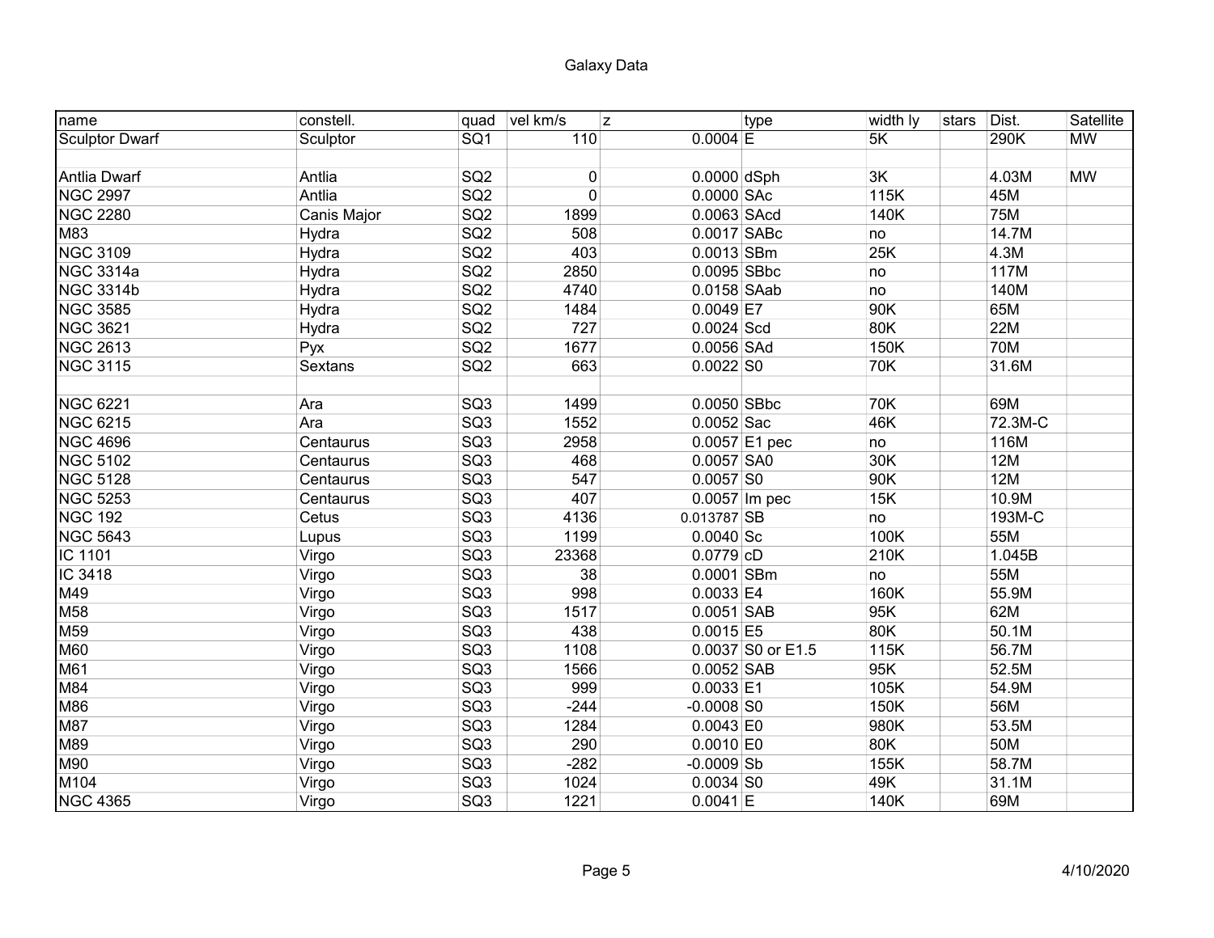# Galaxy Data

| name | constell. | quad | vel km/s | z | type | width ly | stars | Dist. | Satellite |
|---|---|---|---|---|---|---|---|---|---|
| Sculptor Dwarf | Sculptor | SQ1 | 110 | 0.0004 | E | 5K | | 290K | MW |
| | | | | | | | | | |
| Antlia Dwarf | Antlia | SQ2 | 0 | 0.0000 | dSph | 3K | | 4.03M | MW |
| NGC 2997 | Antlia | SQ2 | 0 | 0.0000 | SAc | 115K | | 45M | |
| NGC 2280 | Canis Major | SQ2 | 1899 | 0.0063 | SAcd | 140K | | 75M | |
| M83 | Hydra | SQ2 | 508 | 0.0017 | SABc | no | | 14.7M | |
| NGC 3109 | Hydra | SQ2 | 403 | 0.0013 | SBm | 25K | | 4.3M | |
| NGC 3314a | Hydra | SQ2 | 2850 | 0.0095 | SBbc | no | | 117M | |
| NGC 3314b | Hydra | SQ2 | 4740 | 0.0158 | SAab | no | | 140M | |
| NGC 3585 | Hydra | SQ2 | 1484 | 0.0049 | E7 | 90K | | 65M | |
| NGC 3621 | Hydra | SQ2 | 727 | 0.0024 | Scd | 80K | | 22M | |
| NGC 2613 | Pyx | SQ2 | 1677 | 0.0056 | SAd | 150K | | 70M | |
| NGC 3115 | Sextans | SQ2 | 663 | 0.0022 | S0 | 70K | | 31.6M | |
| | | | | | | | | | |
| NGC 6221 | Ara | SQ3 | 1499 | 0.0050 | SBbc | 70K | | 69M | |
| NGC 6215 | Ara | SQ3 | 1552 | 0.0052 | Sac | 46K | | 72.3M-C | |
| NGC 4696 | Centaurus | SQ3 | 2958 | 0.0057 | E1 pec | no | | 116M | |
| NGC 5102 | Centaurus | SQ3 | 468 | 0.0057 | SA0 | 30K | | 12M | |
| NGC 5128 | Centaurus | SQ3 | 547 | 0.0057 | S0 | 90K | | 12M | |
| NGC 5253 | Centaurus | SQ3 | 407 | 0.0057 | Im pec | 15K | | 10.9M | |
| NGC 192 | Cetus | SQ3 | 4136 | 0.013787 | SB | no | | 193M-C | |
| NGC 5643 | Lupus | SQ3 | 1199 | 0.0040 | Sc | 100K | | 55M | |
| IC 1101 | Virgo | SQ3 | 23368 | 0.0779 | cD | 210K | | 1.045B | |
| IC 3418 | Virgo | SQ3 | 38 | 0.0001 | SBm | no | | 55M | |
| M49 | Virgo | SQ3 | 998 | 0.0033 | E4 | 160K | | 55.9M | |
| M58 | Virgo | SQ3 | 1517 | 0.0051 | SAB | 95K | | 62M | |
| M59 | Virgo | SQ3 | 438 | 0.0015 | E5 | 80K | | 50.1M | |
| M60 | Virgo | SQ3 | 1108 | 0.0037 | S0 or E1.5 | 115K | | 56.7M | |
| M61 | Virgo | SQ3 | 1566 | 0.0052 | SAB | 95K | | 52.5M | |
| M84 | Virgo | SQ3 | 999 | 0.0033 | E1 | 105K | | 54.9M | |
| M86 | Virgo | SQ3 | -244 | -0.0008 | S0 | 150K | | 56M | |
| M87 | Virgo | SQ3 | 1284 | 0.0043 | E0 | 980K | | 53.5M | |
| M89 | Virgo | SQ3 | 290 | 0.0010 | E0 | 80K | | 50M | |
| M90 | Virgo | SQ3 | -282 | -0.0009 | Sb | 155K | | 58.7M | |
| M104 | Virgo | SQ3 | 1024 | 0.0034 | S0 | 49K | | 31.1M | |
| NGC 4365 | Virgo | SQ3 | 1221 | 0.0041 | E | 140K | | 69M | |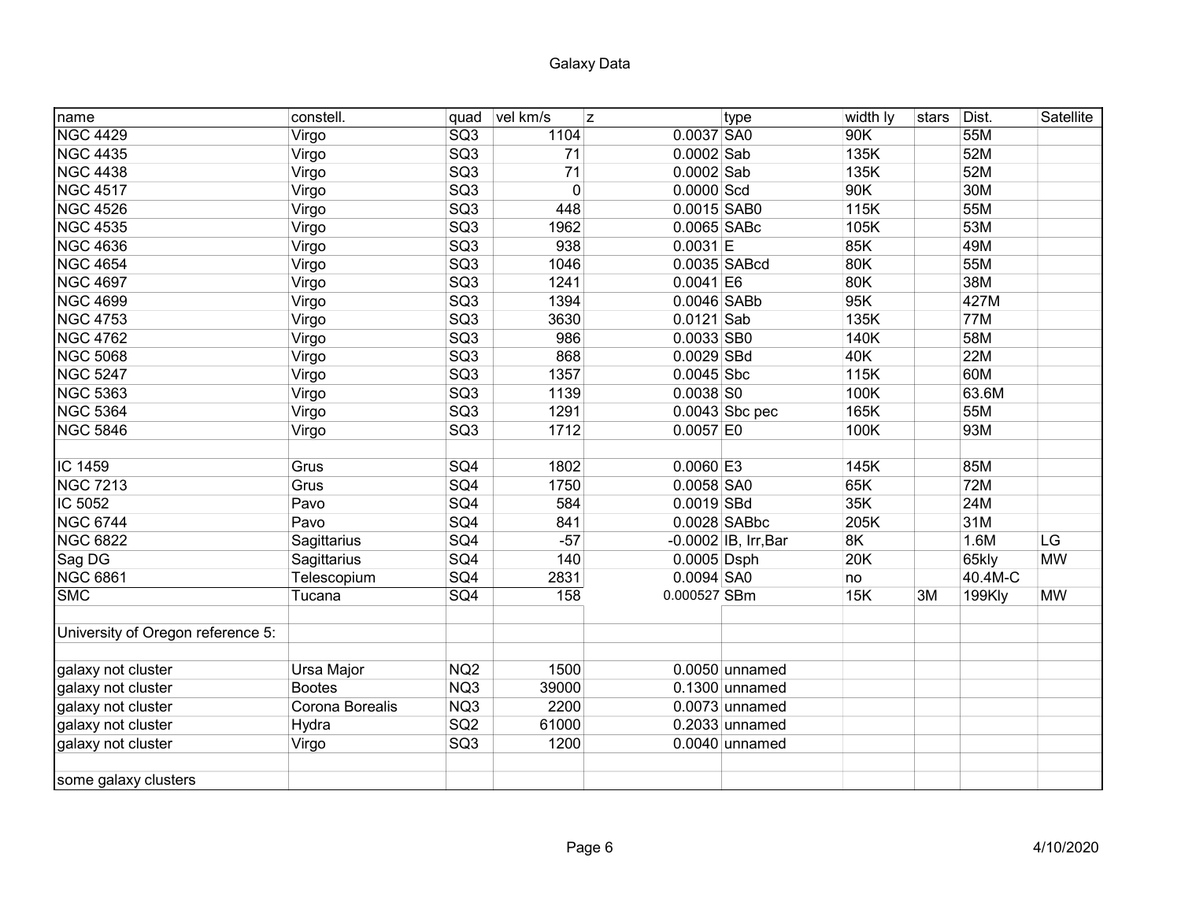# Galaxy Data

| name | constell. | quad | vel km/s | z | type | width ly | stars | Dist. | Satellite |
|---|---|---|---|---|---|---|---|---|---|
| NGC 4429 | Virgo | SQ3 | 1104 | 0.0037 | SA0 | 90K | | 55M | |
| NGC 4435 | Virgo | SQ3 | 71 | 0.0002 | Sab | 135K | | 52M | |
| NGC 4438 | Virgo | SQ3 | 71 | 0.0002 | Sab | 135K | | 52M | |
| NGC 4517 | Virgo | SQ3 | 0 | 0.0000 | Scd | 90K | | 30M | |
| NGC 4526 | Virgo | SQ3 | 448 | 0.0015 | SAB0 | 115K | | 55M | |
| NGC 4535 | Virgo | SQ3 | 1962 | 0.0065 | SABc | 105K | | 53M | |
| NGC 4636 | Virgo | SQ3 | 938 | 0.0031 | E | 85K | | 49M | |
| NGC 4654 | Virgo | SQ3 | 1046 | 0.0035 | SABcd | 80K | | 55M | |
| NGC 4697 | Virgo | SQ3 | 1241 | 0.0041 | E6 | 80K | | 38M | |
| NGC 4699 | Virgo | SQ3 | 1394 | 0.0046 | SABb | 95K | | 427M | |
| NGC 4753 | Virgo | SQ3 | 3630 | 0.0121 | Sab | 135K | | 77M | |
| NGC 4762 | Virgo | SQ3 | 986 | 0.0033 | SB0 | 140K | | 58M | |
| NGC 5068 | Virgo | SQ3 | 868 | 0.0029 | SBd | 40K | | 22M | |
| NGC 5247 | Virgo | SQ3 | 1357 | 0.0045 | Sbc | 115K | | 60M | |
| NGC 5363 | Virgo | SQ3 | 1139 | 0.0038 | S0 | 100K | | 63.6M | |
| NGC 5364 | Virgo | SQ3 | 1291 | 0.0043 | Sbc pec | 165K | | 55M | |
| NGC 5846 | Virgo | SQ3 | 1712 | 0.0057 | E0 | 100K | | 93M | |
| | | | | | | | | | |
| IC 1459 | Grus | SQ4 | 1802 | 0.0060 | E3 | 145K | | 85M | |
| NGC 7213 | Grus | SQ4 | 1750 | 0.0058 | SA0 | 65K | | 72M | |
| IC 5052 | Pavo | SQ4 | 584 | 0.0019 | SBd | 35K | | 24M | |
| NGC 6744 | Pavo | SQ4 | 841 | 0.0028 | SABbc | 205K | | 31M | |
| NGC 6822 | Sagittarius | SQ4 | -57 | -0.0002 | IB, Irr,Bar | 8K | | 1.6M | LG |
| Sag DG | Sagittarius | SQ4 | 140 | 0.0005 | Dsph | 20K | | 65kly | MW |
| NGC 6861 | Telescopium | SQ4 | 2831 | 0.0094 | SA0 | no | | 40.4M-C | |
| SMC | Tucana | SQ4 | 158 | 0.000527 | SBm | 15K | 3M | 199Kly | MW |
| | | | | | | | | | |
| University of Oregon reference 5: | | | | | | | | | |
| | | | | | | | | | |
| galaxy not cluster | Ursa Major | NQ2 | 1500 | 0.0050 | unnamed | | | | |
| galaxy not cluster | Bootes | NQ3 | 39000 | 0.1300 | unnamed | | | | |
| galaxy not cluster | Corona Borealis | NQ3 | 2200 | 0.0073 | unnamed | | | | |
| galaxy not cluster | Hydra | SQ2 | 61000 | 0.2033 | unnamed | | | | |
| galaxy not cluster | Virgo | SQ3 | 1200 | 0.0040 | unnamed | | | | |
| | | | | | | | | | |
| some galaxy clusters | | | | | | | | | |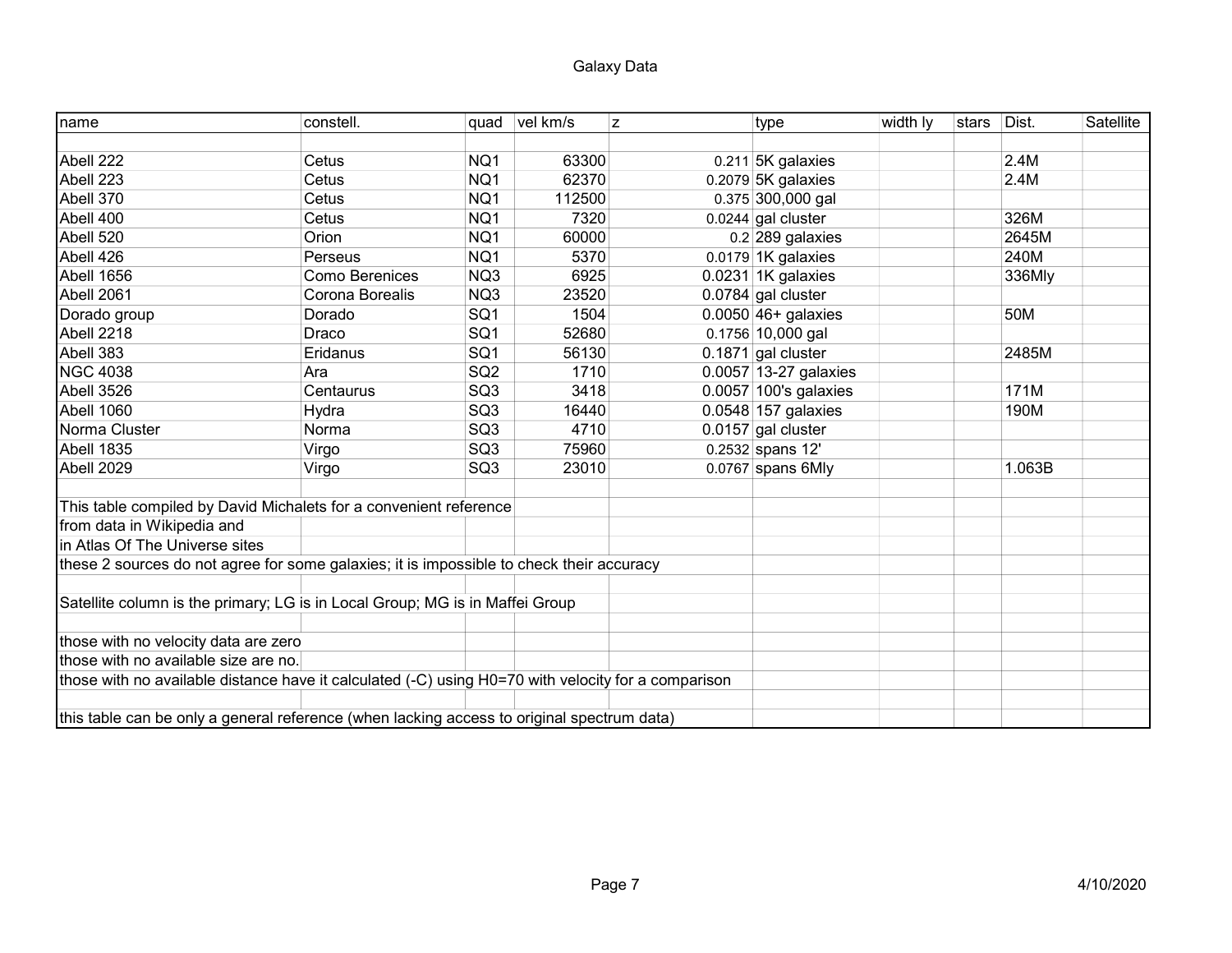# Galaxy Data

| name | constell. | quad | vel km/s | z | type | width ly | stars | Dist. | Satellite |
|---|---|---|---|---|---|---|---|---|---|
| | | | | | | | | | |
| Abell 222 | Cetus | NQ1 | 63300 | 0.211 | 5K galaxies | | | 2.4M | |
| Abell 223 | Cetus | NQ1 | 62370 | 0.2079 | 5K galaxies | | | 2.4M | |
| Abell 370 | Cetus | NQ1 | 112500 | 0.375 | 300,000 gal | | | | |
| Abell 400 | Cetus | NQ1 | 7320 | 0.0244 | gal cluster | | | 326M | |
| Abell 520 | Orion | NQ1 | 60000 | 0.2 | 289 galaxies | | | 2645M | |
| Abell 426 | Perseus | NQ1 | 5370 | 0.0179 | 1K galaxies | | | 240M | |
| Abell 1656 | Como Berenices | NQ3 | 6925 | 0.0231 | 1K galaxies | | | 336Mly | |
| Abell 2061 | Corona Borealis | NQ3 | 23520 | 0.0784 | gal cluster | | | | |
| Dorado group | Dorado | SQ1 | 1504 | 0.0050 | 46+ galaxies | | | 50M | |
| Abell 2218 | Draco | SQ1 | 52680 | 0.1756 | 10,000 gal | | | | |
| Abell 383 | Eridanus | SQ1 | 56130 | 0.1871 | gal cluster | | | 2485M | |
| NGC 4038 | Ara | SQ2 | 1710 | 0.0057 | 13-27 galaxies | | | | |
| Abell 3526 | Centaurus | SQ3 | 3418 | 0.0057 | 100's galaxies | | | 171M | |
| Abell 1060 | Hydra | SQ3 | 16440 | 0.0548 | 157 galaxies | | | 190M | |
| Norma Cluster | Norma | SQ3 | 4710 | 0.0157 | gal cluster | | | | |
| Abell 1835 | Virgo | SQ3 | 75960 | 0.2532 | spans 12' | | | | |
| Abell 2029 | Virgo | SQ3 | 23010 | 0.0767 | spans 6Mly | | | 1.063B | |

This table compiled by David Michalets for a convenient reference
from data in Wikipedia and
in Atlas Of The Universe sites
these 2 sources do not agree for some galaxies; it is impossible to check their accuracy

Satellite column is the primary; LG is in Local Group; MG is in Maffei Group

those with no velocity data are zero
those with no available size are no.
those with no available distance have it calculated (-C) using H0=70 with velocity for a comparison

this table can be only a general reference (when lacking access to original spectrum data)